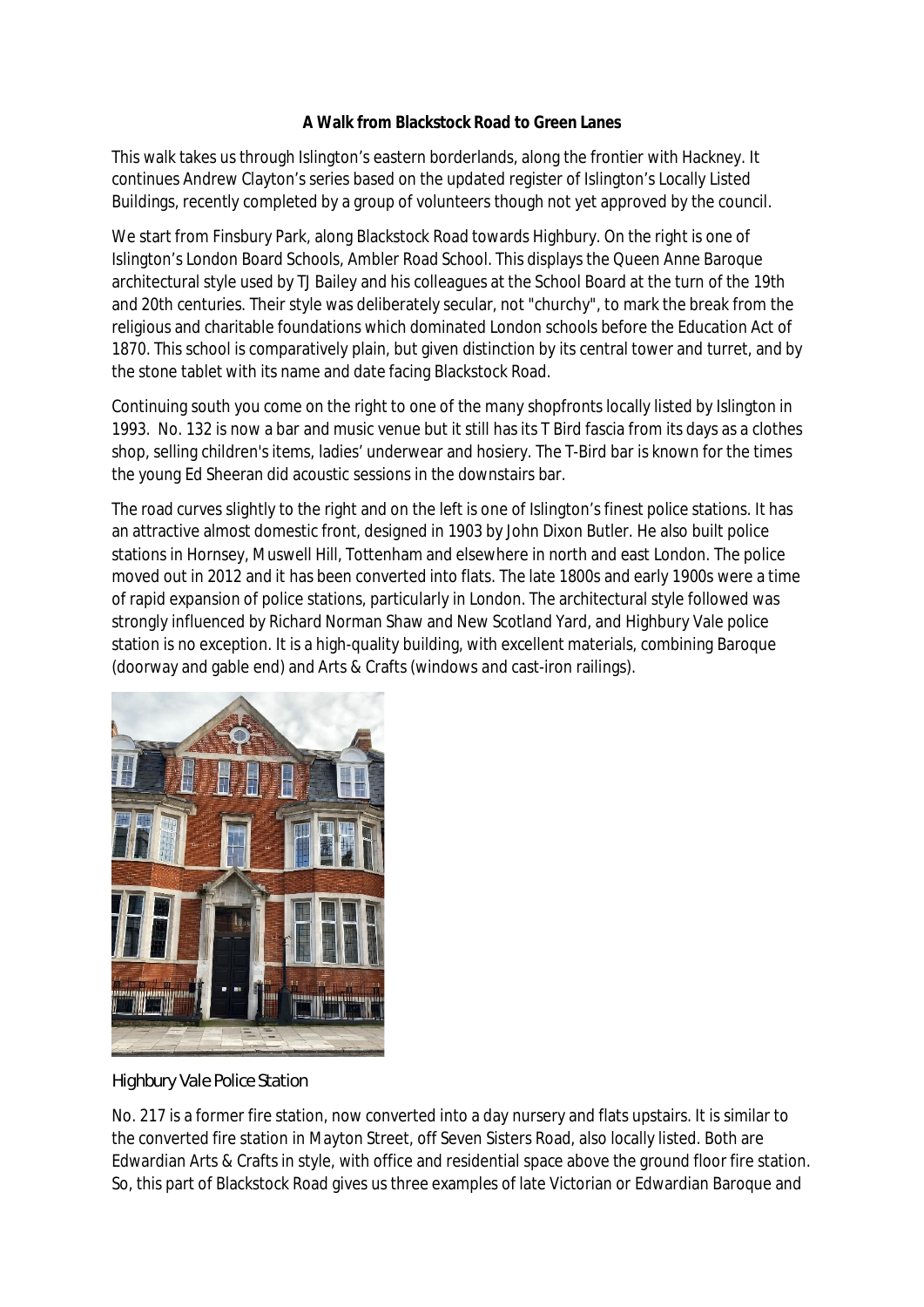**A Walk from Blackstock Road to Green Lanes**

This walk takes us through Islington's eastern borderlands, along the frontier with Hackney. It continues Andrew Clayton's series based on the updated register of Islington's Locally Listed Buildings, recently completed by a group of volunteers though not yet approved by the council.

We start from Finsbury Park, along Blackstock Road towards Highbury. On the right is one of Islington's London Board Schools, Ambler Road School. This displays the Queen Anne Baroque architectural style used by TJ Bailey and his colleagues at the School Board at the turn of the 19th and 20th centuries. Their style was deliberately secular, not "churchy", to mark the break from the religious and charitable foundations which dominated London schools before the Education Act of 1870. This school is comparatively plain, but given distinction by its central tower and turret, and by the stone tablet with its name and date facing Blackstock Road.

Continuing south you come on the right to one of the many shopfronts locally listed by Islington in 1993. No. 132 is now a bar and music venue but it still has its T Bird fascia from its days as a clothes shop, selling children's items, ladies' underwear and hosiery. The T-Bird bar is known for the times the young Ed Sheeran did acoustic sessions in the downstairs bar.

The road curves slightly to the right and on the left is one of Islington's finest police stations. It has an attractive almost domestic front, designed in 1903 by John Dixon Butler. He also built police stations in Hornsey, Muswell Hill, Tottenham and elsewhere in north and east London. The police moved out in 2012 and it has been converted into flats. The late 1800s and early 1900s were a time of rapid expansion of police stations, particularly in London. The architectural style followed was strongly influenced by Richard Norman Shaw and New Scotland Yard, and Highbury Vale police station is no exception. It is a high-quality building, with excellent materials, combining Baroque (doorway and gable end) and Arts & Crafts (windows and cast-iron railings).

Highbury Vale Police Station

No. 217 is a former fire station, now converted into a day nursery and flats upstairs. It is similar to the converted fire station in Mayton Street, off Seven Sisters Road, also locally listed. Both are Edwardian Arts & Crafts in style, with office and residential space above the ground floor fire station. So, this part of Blackstock Road gives us three examples of late Victorian or Edwardian Baroque and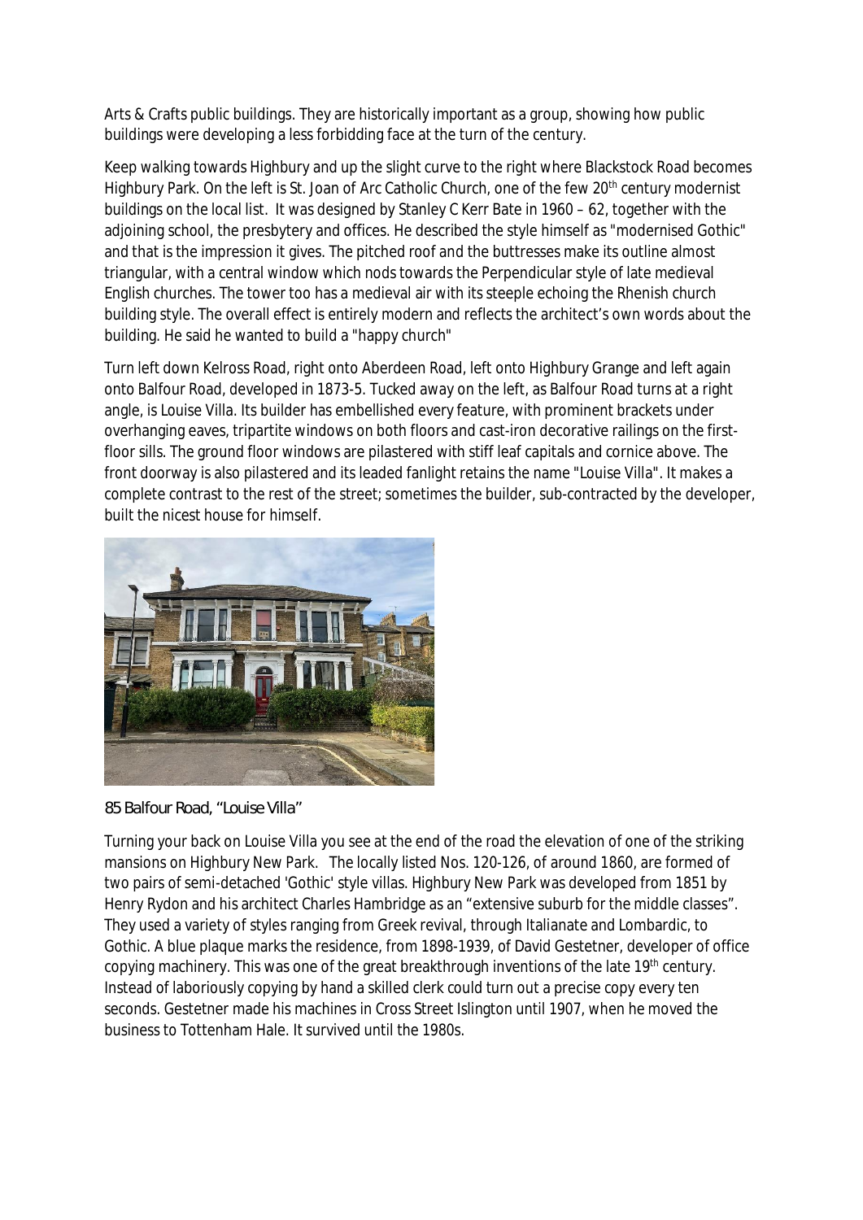Arts & Crafts public buildings. They are historically important as a group, showing how public buildings were developing a less forbidding face at the turn of the century.

Keep walking towards Highbury and up the slight curve to the right where Blackstock Road becomes Highbury Park. On the left is St. Joan of Arc Catholic Church, one of the few 20th century modernist buildings on the local list. It was designed by Stanley C Kerr Bate in 1960 – 62, together with the adjoining school, the presbytery and offices. He described the style himself as "modernised Gothic" and that is the impression it gives. The pitched roof and the buttresses make its outline almost triangular, with a central window which nods towards the Perpendicular style of late medieval English churches. The tower too has a medieval air with its steeple echoing the Rhenish church building style. The overall effect is entirely modern and reflects the architect's own words about the building. He said he wanted to build a "happy church"

Turn left down Kelross Road, right onto Aberdeen Road, left onto Highbury Grange and left again onto Balfour Road, developed in 1873-5. Tucked away on the left, as Balfour Road turns at a right angle, is Louise Villa. Its builder has embellished every feature, with prominent brackets under overhanging eaves, tripartite windows on both floors and cast-iron decorative railings on the first-floor sills. The ground floor windows are pilastered with stiff leaf capitals and cornice above. The front doorway is also pilastered and its leaded fanlight retains the name "Louise Villa". It makes a complete contrast to the rest of the street; sometimes the builder, sub-contracted by the developer, built the nicest house for himself.

85 Balfour Road, "Louise Villa"

Turning your back on Louise Villa you see at the end of the road the elevation of one of the striking mansions on Highbury New Park. The locally listed Nos. 120-126, of around 1860, are formed of two pairs of semi-detached 'Gothic' style villas. Highbury New Park was developed from 1851 by Henry Rydon and his architect Charles Hambridge as an "extensive suburb for the middle classes". They used a variety of styles ranging from Greek revival, through Italianate and Lombardic, to Gothic. A blue plaque marks the residence, from 1898-1939, of David Gestetner, developer of office copying machinery. This was one of the great breakthrough inventions of the late 19th century. Instead of laboriously copying by hand a skilled clerk could turn out a precise copy every ten seconds. Gestetner made his machines in Cross Street Islington until 1907, when he moved the business to Tottenham Hale. It survived until the 1980s.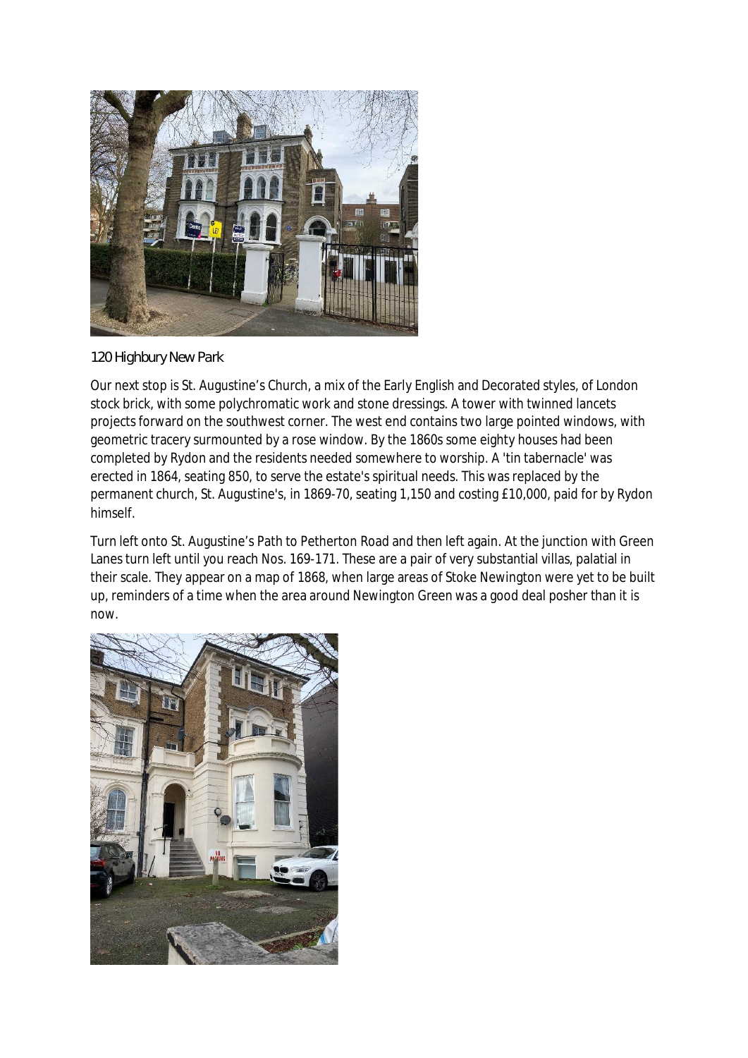120 Highbury New Park

Our next stop is St. Augustine's Church, a mix of the Early English and Decorated styles, of London stock brick, with some polychromatic work and stone dressings. A tower with twinned lancets projects forward on the southwest corner. The west end contains two large pointed windows, with geometric tracery surmounted by a rose window. By the 1860s some eighty houses had been completed by Rydon and the residents needed somewhere to worship. A 'tin tabernacle' was erected in 1864, seating 850, to serve the estate's spiritual needs. This was replaced by the permanent church, St. Augustine's, in 1869-70, seating 1,150 and costing £10,000, paid for by Rydon himself.

Turn left onto St. Augustine's Path to Petherton Road and then left again. At the junction with Green Lanes turn left until you reach Nos. 169-171. These are a pair of very substantial villas, palatial in their scale. They appear on a map of 1868, when large areas of Stoke Newington were yet to be built up, reminders of a time when the area around Newington Green was a good deal posher than it is now.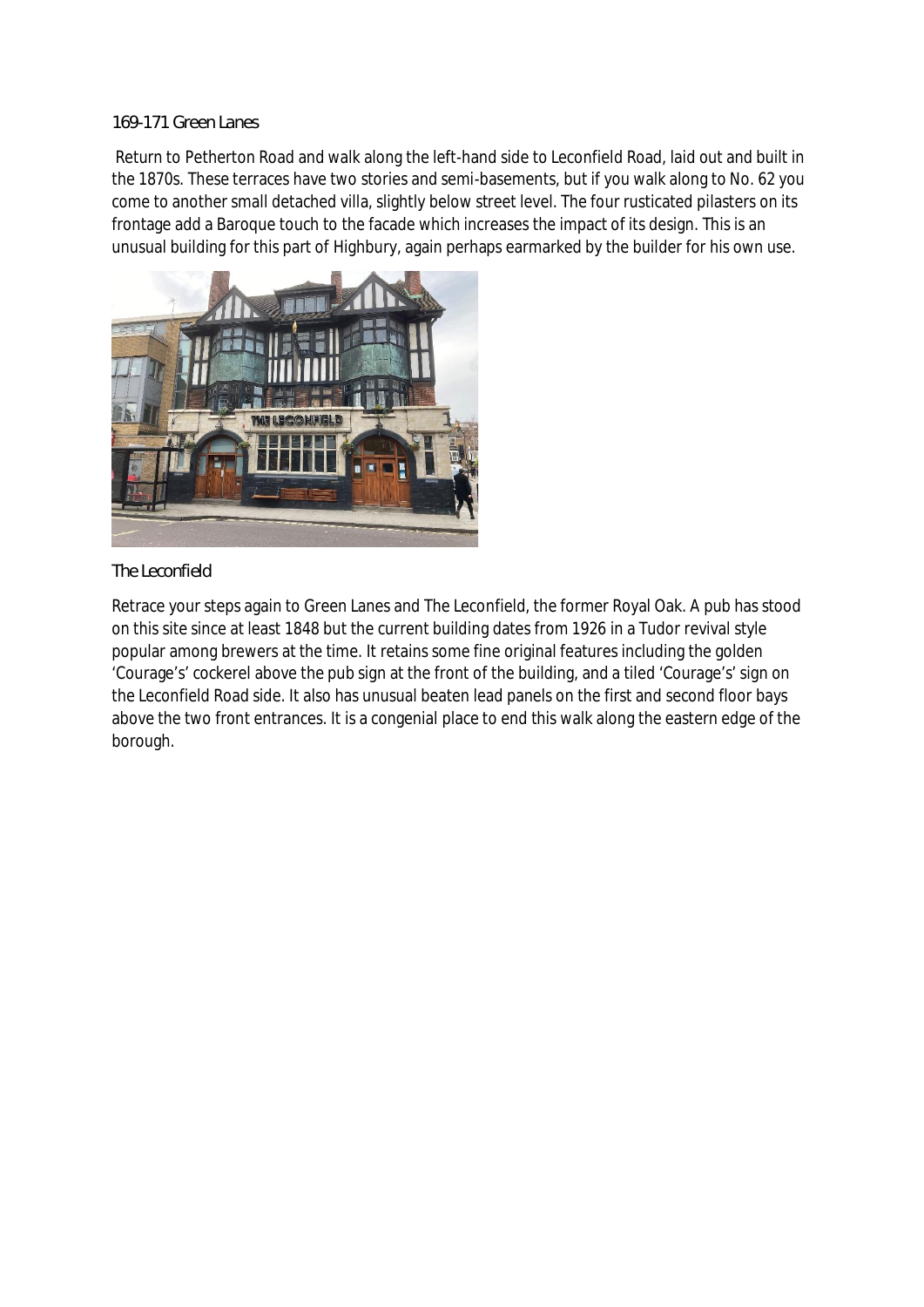169-171 Green Lanes

Return to Petherton Road and walk along the left-hand side to Leconfield Road, laid out and built in the 1870s. These terraces have two stories and semi-basements, but if you walk along to No. 62 you come to another small detached villa, slightly below street level. The four rusticated pilasters on its frontage add a Baroque touch to the facade which increases the impact of its design. This is an unusual building for this part of Highbury, again perhaps earmarked by the builder for his own use.

The Leconfield

Retrace your steps again to Green Lanes and The Leconfield, the former Royal Oak. A pub has stood on this site since at least 1848 but the current building dates from 1926 in a Tudor revival style popular among brewers at the time. It retains some fine original features including the golden 'Courage's' cockerel above the pub sign at the front of the building, and a tiled 'Courage's' sign on the Leconfield Road side. It also has unusual beaten lead panels on the first and second floor bays above the two front entrances. It is a congenial place to end this walk along the eastern edge of the borough.